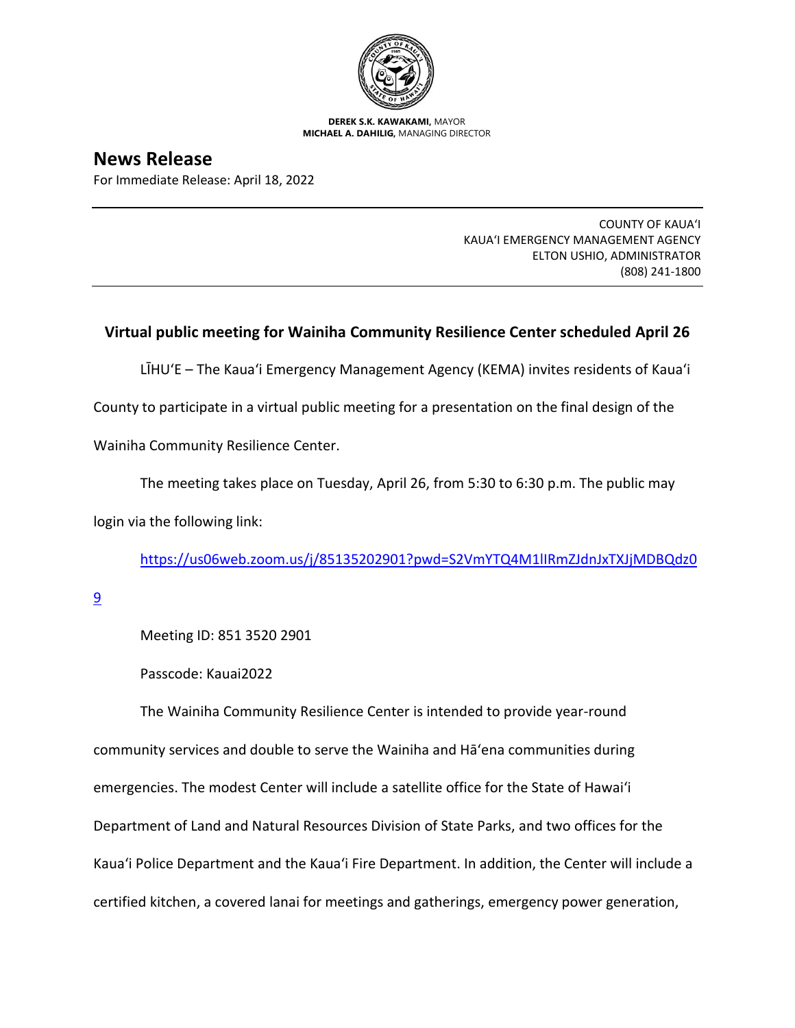**DEREK S.K. KAWAKAMI,** MAYOR
**MICHAEL A. DAHILIG,** MANAGING DIRECTOR

# News Release

For Immediate Release: April 18, 2022

COUNTY OF KAUAʻI
KAUAʻI EMERGENCY MANAGEMENT AGENCY
ELTON USHIO, ADMINISTRATOR
(808) 241-1800

## Virtual public meeting for Wainiha Community Resilience Center scheduled April 26

LĪHUʻE – The Kauaʻi Emergency Management Agency (KEMA) invites residents of Kauaʻi County to participate in a virtual public meeting for a presentation on the final design of the Wainiha Community Resilience Center.

The meeting takes place on Tuesday, April 26, from 5:30 to 6:30 p.m. The public may login via the following link:

https://us06web.zoom.us/j/85135202901?pwd=S2VmYTQ4M1lIRmZJdnJxTXJjMDBQdz09

Meeting ID: 851 3520 2901

Passcode: Kauai2022

The Wainiha Community Resilience Center is intended to provide year-round community services and double to serve the Wainiha and Hāʻena communities during emergencies. The modest Center will include a satellite office for the State of Hawaiʻi Department of Land and Natural Resources Division of State Parks, and two offices for the Kauaʻi Police Department and the Kauaʻi Fire Department. In addition, the Center will include a certified kitchen, a covered lanai for meetings and gatherings, emergency power generation,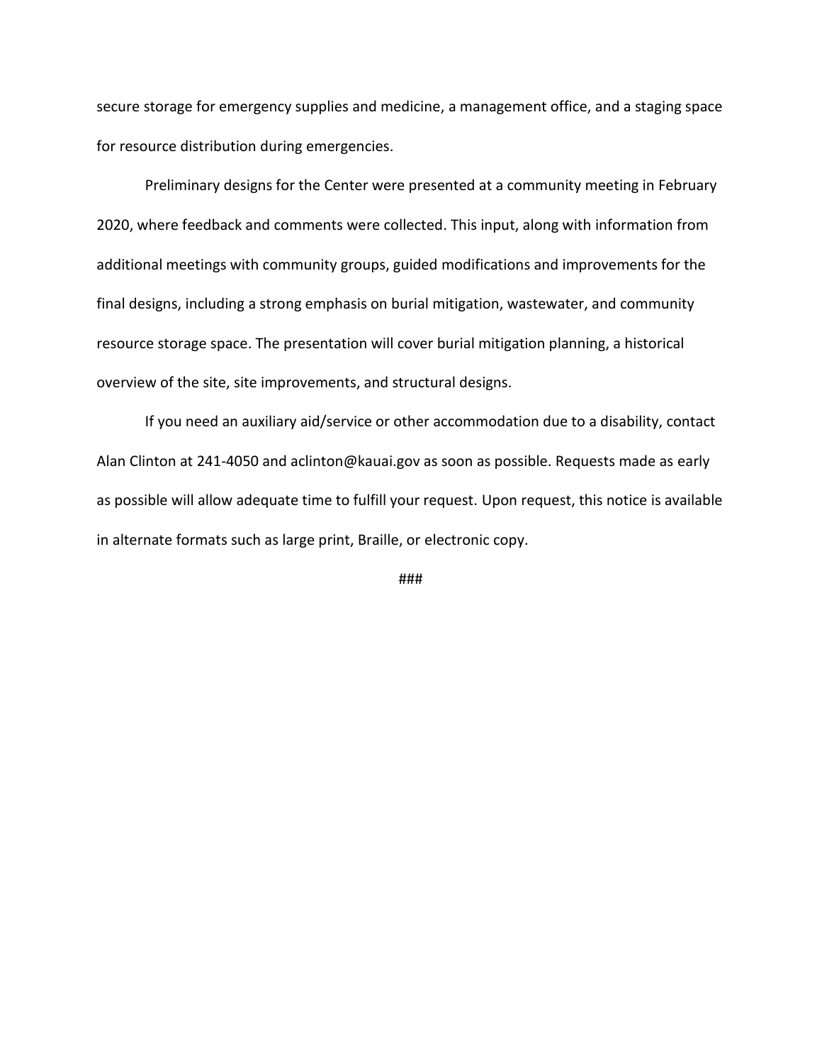secure storage for emergency supplies and medicine, a management office, and a staging space for resource distribution during emergencies.

Preliminary designs for the Center were presented at a community meeting in February 2020, where feedback and comments were collected. This input, along with information from additional meetings with community groups, guided modifications and improvements for the final designs, including a strong emphasis on burial mitigation, wastewater, and community resource storage space. The presentation will cover burial mitigation planning, a historical overview of the site, site improvements, and structural designs.

If you need an auxiliary aid/service or other accommodation due to a disability, contact Alan Clinton at 241-4050 and aclinton@kauai.gov as soon as possible. Requests made as early as possible will allow adequate time to fulfill your request. Upon request, this notice is available in alternate formats such as large print, Braille, or electronic copy.

###